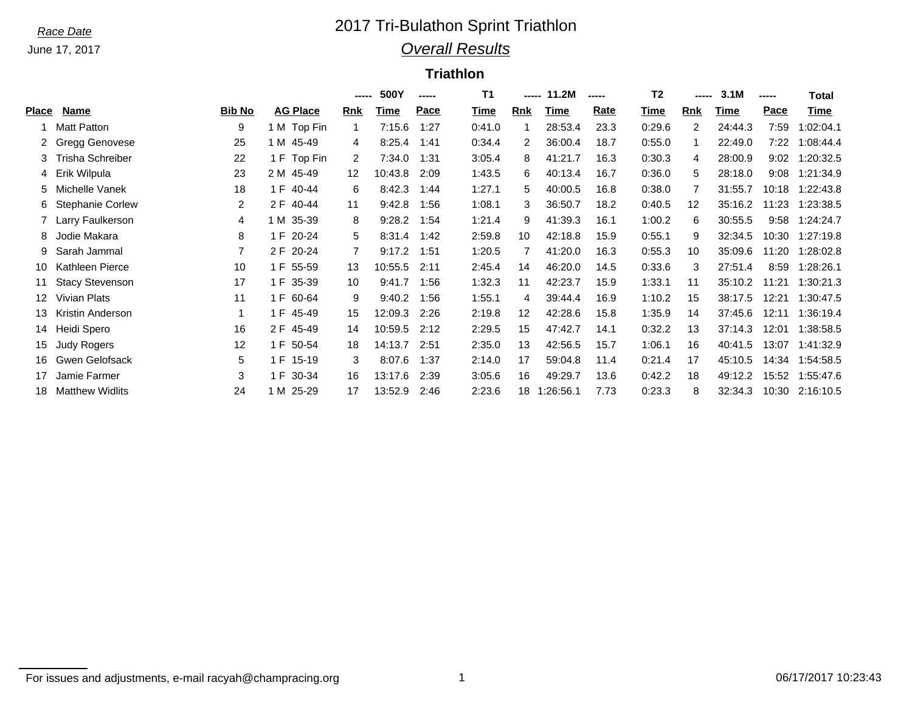Race Date

June 17, 2017

# 2017 Tri-Bulathon Sprint Triathlon

## *Overall Results*

### Triathlon

| | | | | 500Y | | | T1 | 11.2M | | | T2 | 3.1M | | | Total |
|---|---|---|---|---|---|---|---|---|---|---|---|---|---|---|---|
| Place | Name | Bib No | AG Place | Rnk | Time | Pace | Time | Rnk | Time | Rate | Time | Rnk | Time | Pace | Time |
| 1 | Matt Patton | 9 | 1 M Top Fin | 1 | 7:15.6 | 1:27 | 0:41.0 | 1 | 28:53.4 | 23.3 | 0:29.6 | 2 | 24:44.3 | 7:59 | 1:02:04.1 |
| 2 | Gregg Genovese | 25 | 1 M 45-49 | 4 | 8:25.4 | 1:41 | 0:34.4 | 2 | 36:00.4 | 18.7 | 0:55.0 | 1 | 22:49.0 | 7:22 | 1:08:44.4 |
| 3 | Trisha Schreiber | 22 | 1 F Top Fin | 2 | 7:34.0 | 1:31 | 3:05.4 | 8 | 41:21.7 | 16.3 | 0:30.3 | 4 | 28:00.9 | 9:02 | 1:20:32.5 |
| 4 | Erik Wilpula | 23 | 2 M 45-49 | 12 | 10:43.8 | 2:09 | 1:43.5 | 6 | 40:13.4 | 16.7 | 0:36.0 | 5 | 28:18.0 | 9:08 | 1:21:34.9 |
| 5 | Michelle Vanek | 18 | 1 F 40-44 | 6 | 8:42.3 | 1:44 | 1:27.1 | 5 | 40:00.5 | 16.8 | 0:38.0 | 7 | 31:55.7 | 10:18 | 1:22:43.8 |
| 6 | Stephanie Corlew | 2 | 2 F 40-44 | 11 | 9:42.8 | 1:56 | 1:08.1 | 3 | 36:50.7 | 18.2 | 0:40.5 | 12 | 35:16.2 | 11:23 | 1:23:38.5 |
| 7 | Larry Faulkerson | 4 | 1 M 35-39 | 8 | 9:28.2 | 1:54 | 1:21.4 | 9 | 41:39.3 | 16.1 | 1:00.2 | 6 | 30:55.5 | 9:58 | 1:24:24.7 |
| 8 | Jodie Makara | 8 | 1 F 20-24 | 5 | 8:31.4 | 1:42 | 2:59.8 | 10 | 42:18.8 | 15.9 | 0:55.1 | 9 | 32:34.5 | 10:30 | 1:27:19.8 |
| 9 | Sarah Jammal | 7 | 2 F 20-24 | 7 | 9:17.2 | 1:51 | 1:20.5 | 7 | 41:20.0 | 16.3 | 0:55.3 | 10 | 35:09.6 | 11:20 | 1:28:02.8 |
| 10 | Kathleen Pierce | 10 | 1 F 55-59 | 13 | 10:55.5 | 2:11 | 2:45.4 | 14 | 46:20.0 | 14.5 | 0:33.6 | 3 | 27:51.4 | 8:59 | 1:28:26.1 |
| 11 | Stacy Stevenson | 17 | 1 F 35-39 | 10 | 9:41.7 | 1:56 | 1:32.3 | 11 | 42:23.7 | 15.9 | 1:33.1 | 11 | 35:10.2 | 11:21 | 1:30:21.3 |
| 12 | Vivian Plats | 11 | 1 F 60-64 | 9 | 9:40.2 | 1:56 | 1:55.1 | 4 | 39:44.4 | 16.9 | 1:10.2 | 15 | 38:17.5 | 12:21 | 1:30:47.5 |
| 13 | Kristin Anderson | 1 | 1 F 45-49 | 15 | 12:09.3 | 2:26 | 2:19.8 | 12 | 42:28.6 | 15.8 | 1:35.9 | 14 | 37:45.6 | 12:11 | 1:36:19.4 |
| 14 | Heidi Spero | 16 | 2 F 45-49 | 14 | 10:59.5 | 2:12 | 2:29.5 | 15 | 47:42.7 | 14.1 | 0:32.2 | 13 | 37:14.3 | 12:01 | 1:38:58.5 |
| 15 | Judy Rogers | 12 | 1 F 50-54 | 18 | 14:13.7 | 2:51 | 2:35.0 | 13 | 42:56.5 | 15.7 | 1:06.1 | 16 | 40:41.5 | 13:07 | 1:41:32.9 |
| 16 | Gwen Gelofsack | 5 | 1 F 15-19 | 3 | 8:07.6 | 1:37 | 2:14.0 | 17 | 59:04.8 | 11.4 | 0:21.4 | 17 | 45:10.5 | 14:34 | 1:54:58.5 |
| 17 | Jamie Farmer | 3 | 1 F 30-34 | 16 | 13:17.6 | 2:39 | 3:05.6 | 16 | 49:29.7 | 13.6 | 0:42.2 | 18 | 49:12.2 | 15:52 | 1:55:47.6 |
| 18 | Matthew Widlits | 24 | 1 M 25-29 | 17 | 13:52.9 | 2:46 | 2:23.6 | 18 | 1:26:56.1 | 7.73 | 0:23.3 | 8 | 32:34.3 | 10:30 | 2:16:10.5 |

For issues and adjustments, e-mail racyah@champracing.org

06/17/2017 10:23:43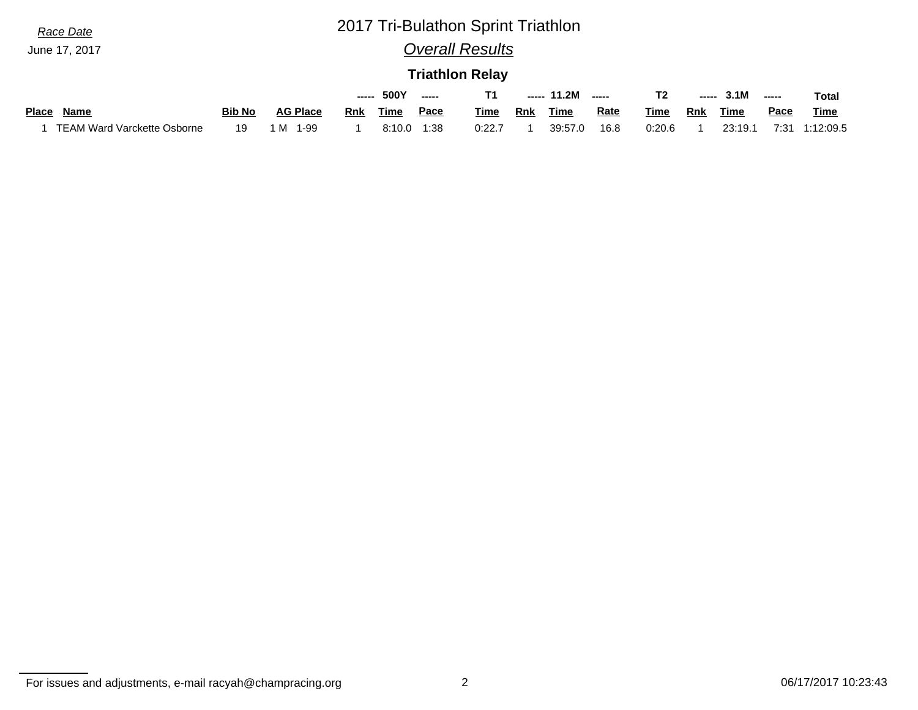Race Date

June 17, 2017

# 2017 Tri-Bulathon Sprint Triathlon

## Overall Results

### Triathlon Relay

| | | | | ----- 500Y ----- | | | T1 | ----- 11.2M ----- | | | T2 | ----- 3.1M ----- | | | Total |
|---|---|---|---|---|---|---|---|---|---|---|---|---|---|---|---|
| Place | Name | Bib No | AG Place | Rnk | Time | Pace | Time | Rnk | Time | Rate | Time | Rnk | Time | Pace | Time |
| 1 | TEAM Ward Varckette Osborne | 19 | 1 M 1-99 | 1 | 8:10.0 | 1:38 | 0:22.7 | 1 | 39:57.0 | 16.8 | 0:20.6 | 1 | 23:19.1 | 7:31 | 1:12:09.5 |

For issues and adjustments, e-mail racyah@champracing.org

06/17/2017 10:23:43